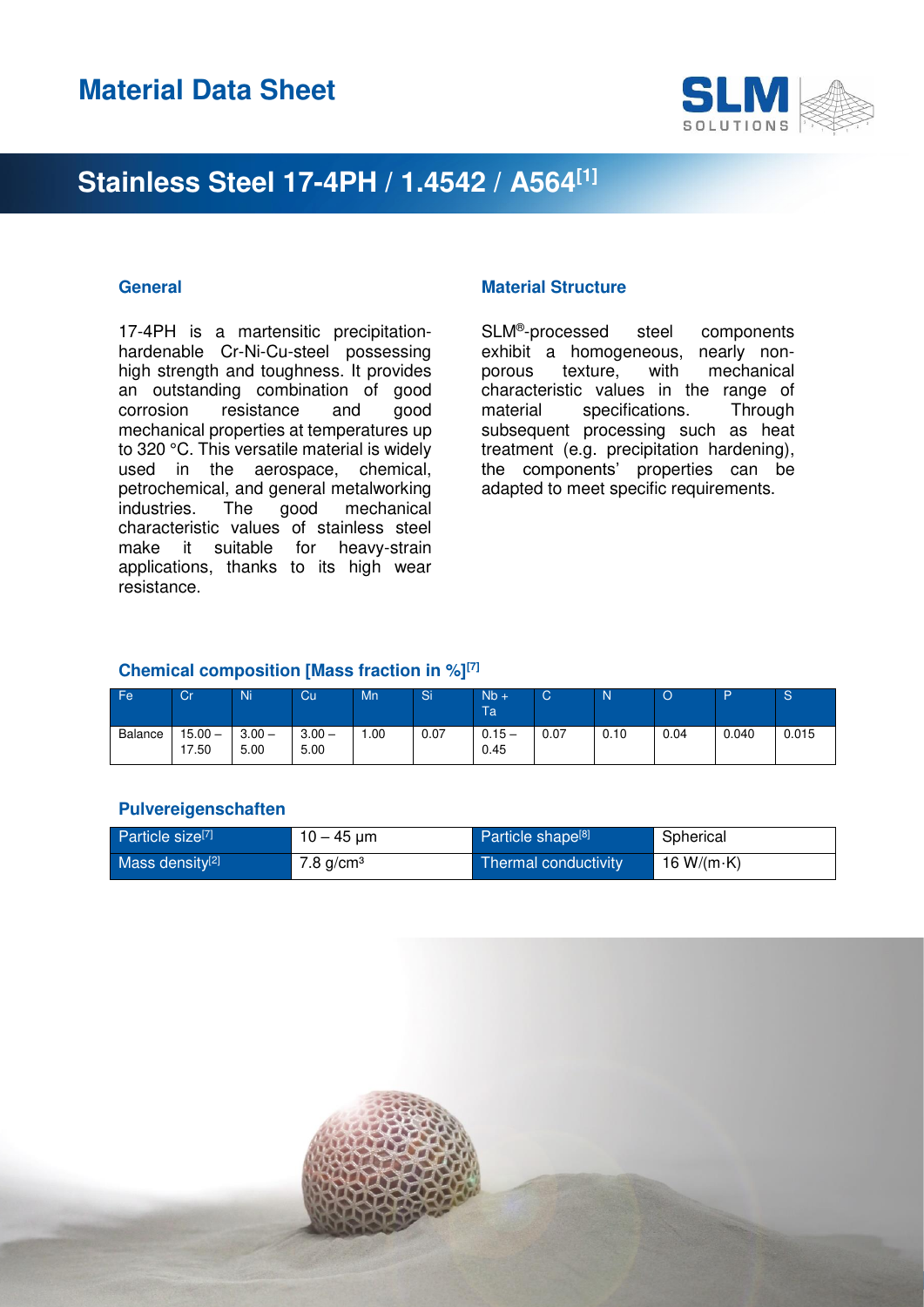# Material Data Sheet

## Stainless Steel 17-4PH / 1.4542 / A564[1]

### General

17-4PH is a martensitic precipitation-hardenable Cr-Ni-Cu-steel possessing high strength and toughness. It provides an outstanding combination of good corrosion resistance and good mechanical properties at temperatures up to 320 °C. This versatile material is widely used in the aerospace, chemical, petrochemical, and general metalworking industries. The good mechanical characteristic values of stainless steel make it suitable for heavy-strain applications, thanks to its high wear resistance.

### Material Structure

SLM®-processed steel components exhibit a homogeneous, nearly non-porous texture, with mechanical characteristic values in the range of material specifications. Through subsequent processing such as heat treatment (e.g. precipitation hardening), the components' properties can be adapted to meet specific requirements.

### Chemical composition [Mass fraction in %][7]

| Fe | Cr | Ni | Cu | Mn | Si | Nb + Ta | C | N | O | P | S |
|---|---|---|---|---|---|---|---|---|---|---|---|
| Balance | 15.00 – 17.50 | 3.00 – 5.00 | 3.00 – 5.00 | 1.00 | 0.07 | 0.15 – 0.45 | 0.07 | 0.10 | 0.04 | 0.040 | 0.015 |

### Pulvereigenschaften

| Particle size[7] | 10 – 45 µm | Particle shape[8] | Spherical |
|---|---|---|---|
| Mass density[2] | 7.8 g/cm³ | Thermal conductivity | 16 W/(m·K) |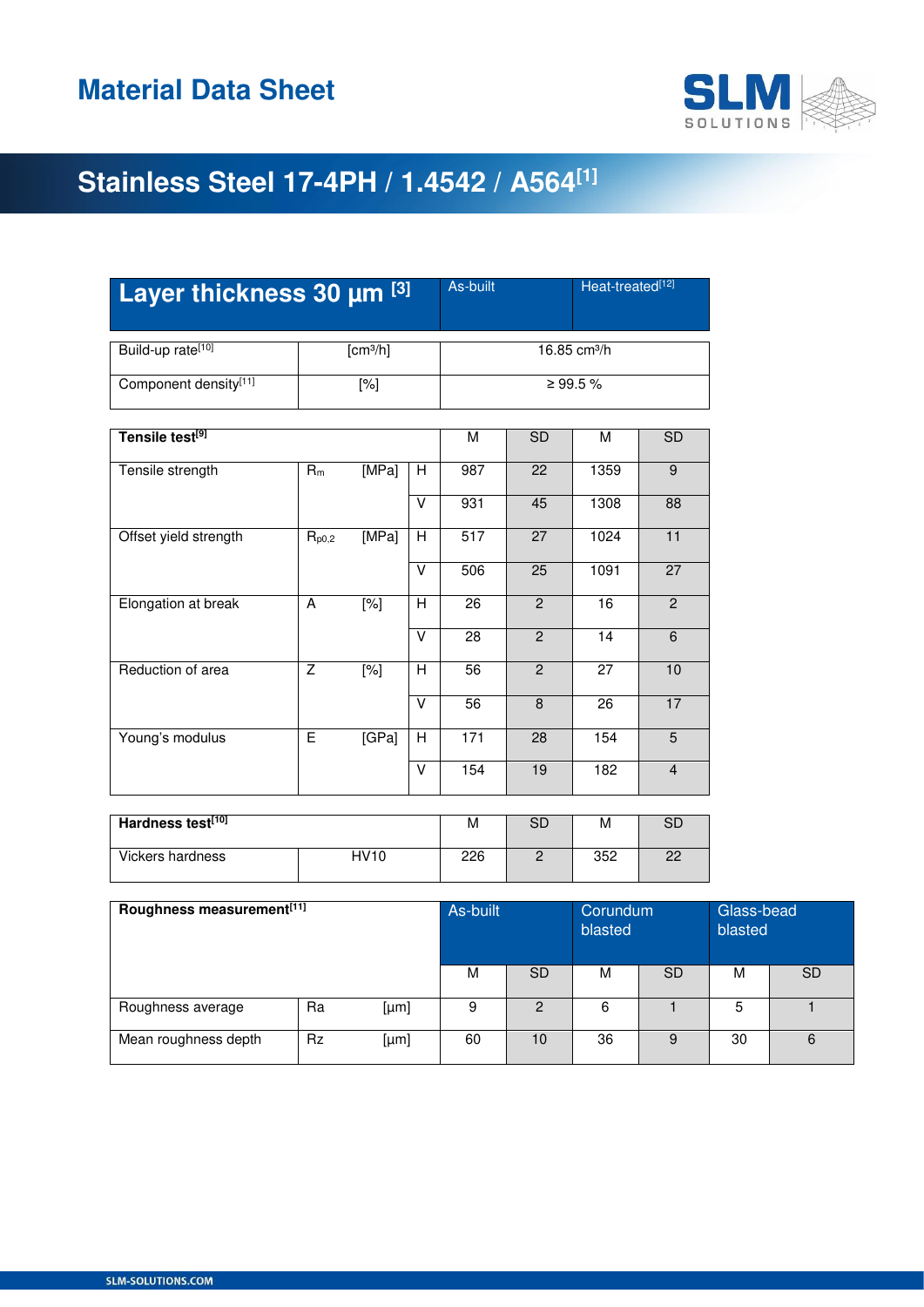# Material Data Sheet

## Stainless Steel 17-4PH / 1.4542 / A564[1]

| Layer thickness 30 µm [3] | | | | As-built | | Heat-treated[12] | |
|---|---|---|---|---|---|---|---|
| Build-up rate[10] | [cm³/h] | | | 16.85 cm³/h | | | |
| Component density[11] | [%] | | | ≥ 99.5 % | | | |

| Tensile test[9] | | | | M | SD | M | SD |
|---|---|---|---|---|---|---|---|
| Tensile strength | $R_m$ | [MPa] | H | 987 | 22 | 1359 | 9 |
| | | | V | 931 | 45 | 1308 | 88 |
| Offset yield strength | $R_{p0,2}$ | [MPa] | H | 517 | 27 | 1024 | 11 |
| | | | V | 506 | 25 | 1091 | 27 |
| Elongation at break | A | [%] | H | 26 | 2 | 16 | 2 |
| | | | V | 28 | 2 | 14 | 6 |
| Reduction of area | Z | [%] | H | 56 | 2 | 27 | 10 |
| | | | V | 56 | 8 | 26 | 17 |
| Young's modulus | E | [GPa] | H | 171 | 28 | 154 | 5 |
| | | | V | 154 | 19 | 182 | 4 |

| Hardness test[10] | | M | SD | M | SD |
|---|---|---|---|---|---|
| Vickers hardness | HV10 | 226 | 2 | 352 | 22 |

| Roughness measurement[11] | | | As-built | | Corundum blasted | | Glass-bead blasted | |
|---|---|---|---|---|---|---|---|---|
| | | | M | SD | M | SD | M | SD |
| Roughness average | Ra | [µm] | 9 | 2 | 6 | 1 | 5 | 1 |
| Mean roughness depth | Rz | [µm] | 60 | 10 | 36 | 9 | 30 | 6 |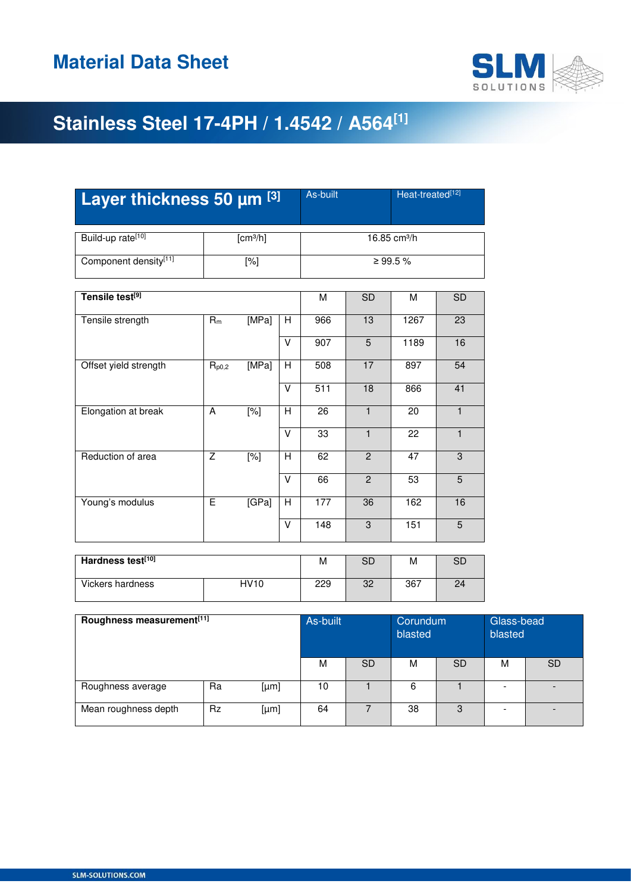# Material Data Sheet

## Stainless Steel 17-4PH / 1.4542 / A564[1]

| Layer thickness 50 µm [3] | | | | As-built | | Heat-treated[12] | |
|---|---|---|---|---|---|---|---|
| Build-up rate[10] | [cm³/h] | | | 16.85 cm³/h | | | |
| Component density[11] | [%] | | | ≥ 99.5 % | | | |

| Tensile test[9] | | | | M | SD | M | SD |
|---|---|---|---|---|---|---|---|
| Tensile strength | $R_m$ | [MPa] | H | 966 | 13 | 1267 | 23 |
| | | | V | 907 | 5 | 1189 | 16 |
| Offset yield strength | $R_{p0,2}$ | [MPa] | H | 508 | 17 | 897 | 54 |
| | | | V | 511 | 18 | 866 | 41 |
| Elongation at break | A | [%] | H | 26 | 1 | 20 | 1 |
| | | | V | 33 | 1 | 22 | 1 |
| Reduction of area | Z | [%] | H | 62 | 2 | 47 | 3 |
| | | | V | 66 | 2 | 53 | 5 |
| Young's modulus | E | [GPa] | H | 177 | 36 | 162 | 16 |
| | | | V | 148 | 3 | 151 | 5 |

| Hardness test[10] | | M | SD | M | SD |
|---|---|---|---|---|---|
| Vickers hardness | HV10 | 229 | 32 | 367 | 24 |

| Roughness measurement[11] | | | As-built | | Corundum blasted | | Glass-bead blasted | |
|---|---|---|---|---|---|---|---|---|
| | | | M | SD | M | SD | M | SD |
| Roughness average | Ra | [µm] | 10 | 1 | 6 | 1 | - | - |
| Mean roughness depth | Rz | [µm] | 64 | 7 | 38 | 3 | - | - |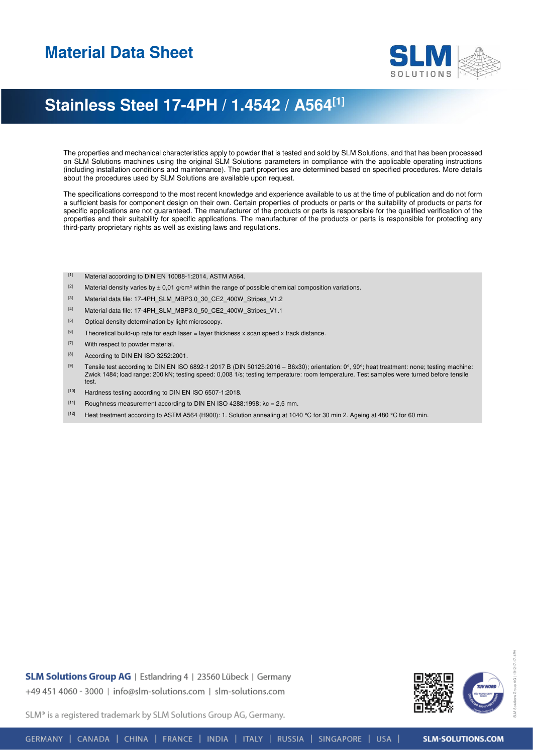# Material Data Sheet

## Stainless Steel 17-4PH / 1.4542 / A564[1]

The properties and mechanical characteristics apply to powder that is tested and sold by SLM Solutions, and that has been processed on SLM Solutions machines using the original SLM Solutions parameters in compliance with the applicable operating instructions (including installation conditions and maintenance). The part properties are determined based on specified procedures. More details about the procedures used by SLM Solutions are available upon request.

The specifications correspond to the most recent knowledge and experience available to us at the time of publication and do not form a sufficient basis for component design on their own. Certain properties of products or parts or the suitability of products or parts for specific applications are not guaranteed. The manufacturer of the products or parts is responsible for the qualified verification of the properties and their suitability for specific applications. The manufacturer of the products or parts is responsible for protecting any third-party proprietary rights as well as existing laws and regulations.

[1] Material according to DIN EN 10088-1:2014, ASTM A564.

[2] Material density varies by ± 0,01 g/cm³ within the range of possible chemical composition variations.

[3] Material data file: 17-4PH_SLM_MBP3.0_30_CE2_400W_Stripes_V1.2

[4] Material data file: 17-4PH_SLM_MBP3.0_50_CE2_400W_Stripes_V1.1

[5] Optical density determination by light microscopy.

[6] Theoretical build-up rate for each laser = layer thickness x scan speed x track distance.

[7] With respect to powder material.

[8] According to DIN EN ISO 3252:2001.

[9] Tensile test according to DIN EN ISO 6892-1:2017 B (DIN 50125:2016 – B6x30); orientation: 0°, 90°; heat treatment: none; testing machine: Zwick 1484; load range: 200 kN; testing speed: 0,008 1/s; testing temperature: room temperature. Test samples were turned before tensile test.

[10] Hardness testing according to DIN EN ISO 6507-1:2018.

[11] Roughness measurement according to DIN EN ISO 4288:1998; λc = 2,5 mm.

[12] Heat treatment according to ASTM A564 (H900): 1. Solution annealing at 1040 °C for 30 min 2. Ageing at 480 °C for 60 min.

**SLM Solutions Group AG** | Estlandring 4 | 23560 Lübeck | Germany
+49 451 4060 - 3000 | info@slm-solutions.com | slm-solutions.com

SLM® is a registered trademark by SLM Solutions Group AG, Germany.

GERMANY | CANADA | CHINA | FRANCE | INDIA | ITALY | RUSSIA | SINGAPORE | USA | SLM-SOLUTIONS.COM